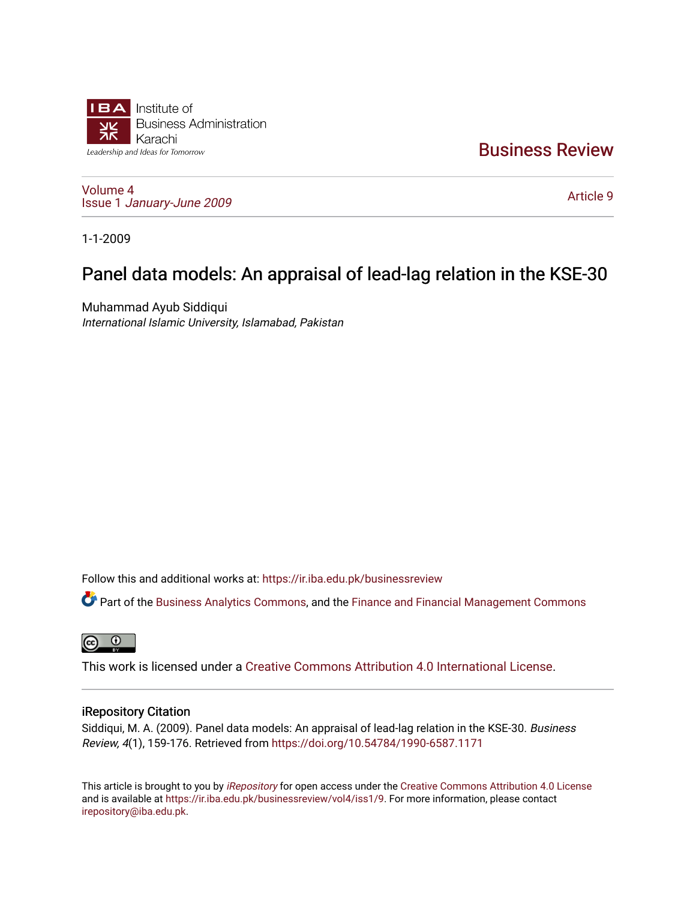Institute of
Business Administration
Karachi

Leadership and Ideas for Tomorrow

Business Review

Volume 4
Issue 1 *January-June 2009*

Article 9

1-1-2009

# Panel data models: An appraisal of lead-lag relation in the KSE-30

Muhammad Ayub Siddiqui
*International Islamic University, Islamabad, Pakistan*

Follow this and additional works at: https://ir.iba.edu.pk/businessreview

Part of the Business Analytics Commons, and the Finance and Financial Management Commons

This work is licensed under a Creative Commons Attribution 4.0 International License.

## iRepository Citation

Siddiqui, M. A. (2009). Panel data models: An appraisal of lead-lag relation in the KSE-30. *Business Review, 4*(1), 159-176. Retrieved from https://doi.org/10.54784/1990-6587.1171

This article is brought to you by *iRepository* for open access under the Creative Commons Attribution 4.0 License and is available at https://ir.iba.edu.pk/businessreview/vol4/iss1/9. For more information, please contact irepository@iba.edu.pk.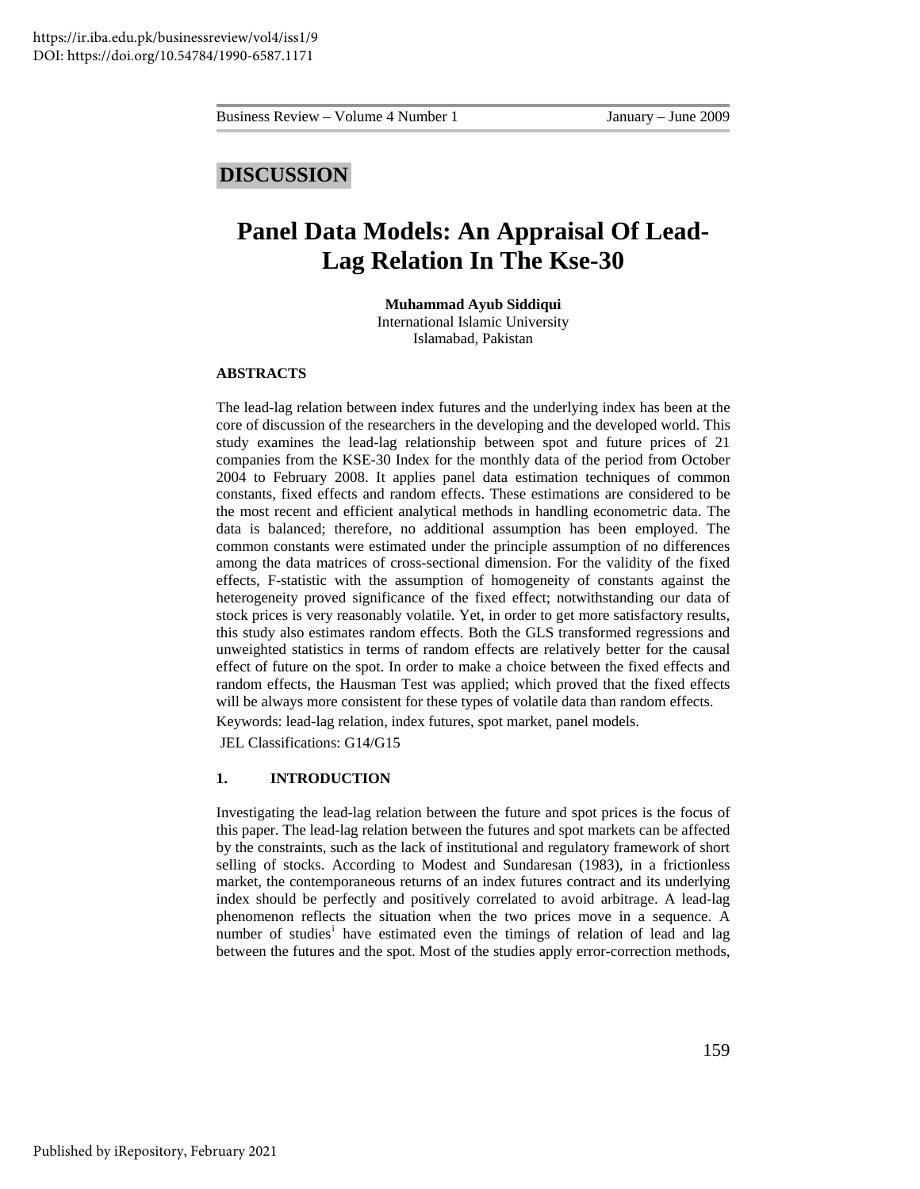**DISCUSSION**

# Panel Data Models: An Appraisal Of Lead-Lag Relation In The Kse-30

**Muhammad Ayub Siddiqui**
International Islamic University
Islamabad, Pakistan

### ABSTRACTS

The lead-lag relation between index futures and the underlying index has been at the core of discussion of the researchers in the developing and the developed world. This study examines the lead-lag relationship between spot and future prices of 21 companies from the KSE-30 Index for the monthly data of the period from October 2004 to February 2008. It applies panel data estimation techniques of common constants, fixed effects and random effects. These estimations are considered to be the most recent and efficient analytical methods in handling econometric data. The data is balanced; therefore, no additional assumption has been employed. The common constants were estimated under the principle assumption of no differences among the data matrices of cross-sectional dimension. For the validity of the fixed effects, F-statistic with the assumption of homogeneity of constants against the heterogeneity proved significance of the fixed effect; notwithstanding our data of stock prices is very reasonably volatile. Yet, in order to get more satisfactory results, this study also estimates random effects. Both the GLS transformed regressions and unweighted statistics in terms of random effects are relatively better for the causal effect of future on the spot. In order to make a choice between the fixed effects and random effects, the Hausman Test was applied; which proved that the fixed effects will be always more consistent for these types of volatile data than random effects.

Keywords: lead-lag relation, index futures, spot market, panel models.

JEL Classifications: G14/G15

### 1. INTRODUCTION

Investigating the lead-lag relation between the future and spot prices is the focus of this paper. The lead-lag relation between the futures and spot markets can be affected by the constraints, such as the lack of institutional and regulatory framework of short selling of stocks. According to Modest and Sundaresan (1983), in a frictionless market, the contemporaneous returns of an index futures contract and its underlying index should be perfectly and positively correlated to avoid arbitrage. A lead-lag phenomenon reflects the situation when the two prices move in a sequence. A number of studies[i] have estimated even the timings of relation of lead and lag between the futures and the spot. Most of the studies apply error-correction methods,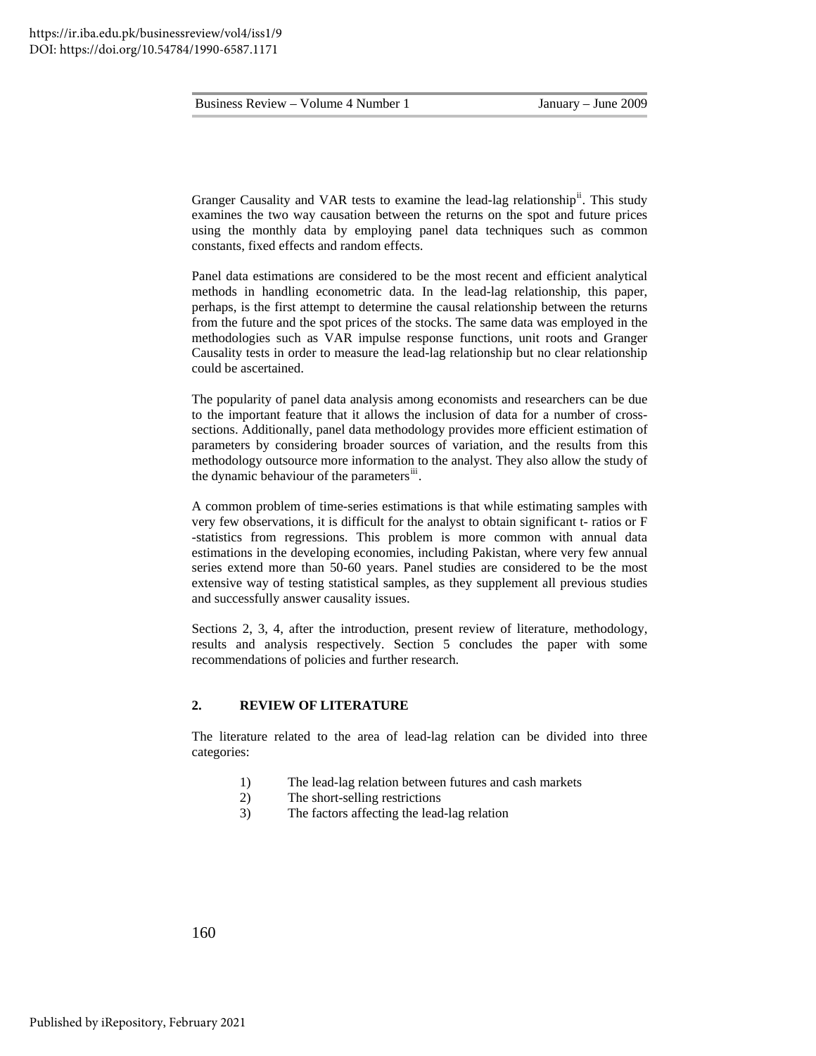Granger Causality and VAR tests to examine the lead-lag relationship[ii]. This study examines the two way causation between the returns on the spot and future prices using the monthly data by employing panel data techniques such as common constants, fixed effects and random effects.

Panel data estimations are considered to be the most recent and efficient analytical methods in handling econometric data. In the lead-lag relationship, this paper, perhaps, is the first attempt to determine the causal relationship between the returns from the future and the spot prices of the stocks. The same data was employed in the methodologies such as VAR impulse response functions, unit roots and Granger Causality tests in order to measure the lead-lag relationship but no clear relationship could be ascertained.

The popularity of panel data analysis among economists and researchers can be due to the important feature that it allows the inclusion of data for a number of cross-sections. Additionally, panel data methodology provides more efficient estimation of parameters by considering broader sources of variation, and the results from this methodology outsource more information to the analyst. They also allow the study of the dynamic behaviour of the parameters[iii].

A common problem of time-series estimations is that while estimating samples with very few observations, it is difficult for the analyst to obtain significant t- ratios or F -statistics from regressions. This problem is more common with annual data estimations in the developing economies, including Pakistan, where very few annual series extend more than 50-60 years. Panel studies are considered to be the most extensive way of testing statistical samples, as they supplement all previous studies and successfully answer causality issues.

Sections 2, 3, 4, after the introduction, present review of literature, methodology, results and analysis respectively. Section 5 concludes the paper with some recommendations of policies and further research.

## 2. REVIEW OF LITERATURE

The literature related to the area of lead-lag relation can be divided into three categories:

1) The lead-lag relation between futures and cash markets
2) The short-selling restrictions
3) The factors affecting the lead-lag relation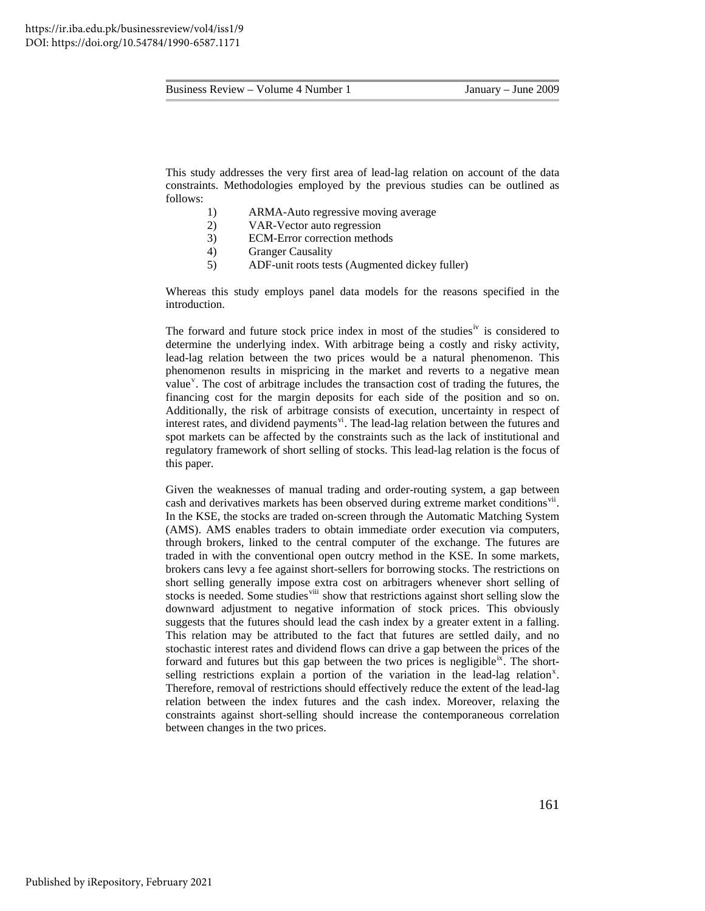This study addresses the very first area of lead-lag relation on account of the data constraints. Methodologies employed by the previous studies can be outlined as follows:

1) ARMA-Auto regressive moving average
2) VAR-Vector auto regression
3) ECM-Error correction methods
4) Granger Causality
5) ADF-unit roots tests (Augmented dickey fuller)

Whereas this study employs panel data models for the reasons specified in the introduction.

The forward and future stock price index in most of the studies[iv] is considered to determine the underlying index. With arbitrage being a costly and risky activity, lead-lag relation between the two prices would be a natural phenomenon. This phenomenon results in mispricing in the market and reverts to a negative mean value[v]. The cost of arbitrage includes the transaction cost of trading the futures, the financing cost for the margin deposits for each side of the position and so on. Additionally, the risk of arbitrage consists of execution, uncertainty in respect of interest rates, and dividend payments[vi]. The lead-lag relation between the futures and spot markets can be affected by the constraints such as the lack of institutional and regulatory framework of short selling of stocks. This lead-lag relation is the focus of this paper.

Given the weaknesses of manual trading and order-routing system, a gap between cash and derivatives markets has been observed during extreme market conditions[vii]. In the KSE, the stocks are traded on-screen through the Automatic Matching System (AMS). AMS enables traders to obtain immediate order execution via computers, through brokers, linked to the central computer of the exchange. The futures are traded in with the conventional open outcry method in the KSE. In some markets, brokers cans levy a fee against short-sellers for borrowing stocks. The restrictions on short selling generally impose extra cost on arbitragers whenever short selling of stocks is needed. Some studies[viii] show that restrictions against short selling slow the downward adjustment to negative information of stock prices. This obviously suggests that the futures should lead the cash index by a greater extent in a falling. This relation may be attributed to the fact that futures are settled daily, and no stochastic interest rates and dividend flows can drive a gap between the prices of the forward and futures but this gap between the two prices is negligible[ix]. The short-selling restrictions explain a portion of the variation in the lead-lag relation[x]. Therefore, removal of restrictions should effectively reduce the extent of the lead-lag relation between the index futures and the cash index. Moreover, relaxing the constraints against short-selling should increase the contemporaneous correlation between changes in the two prices.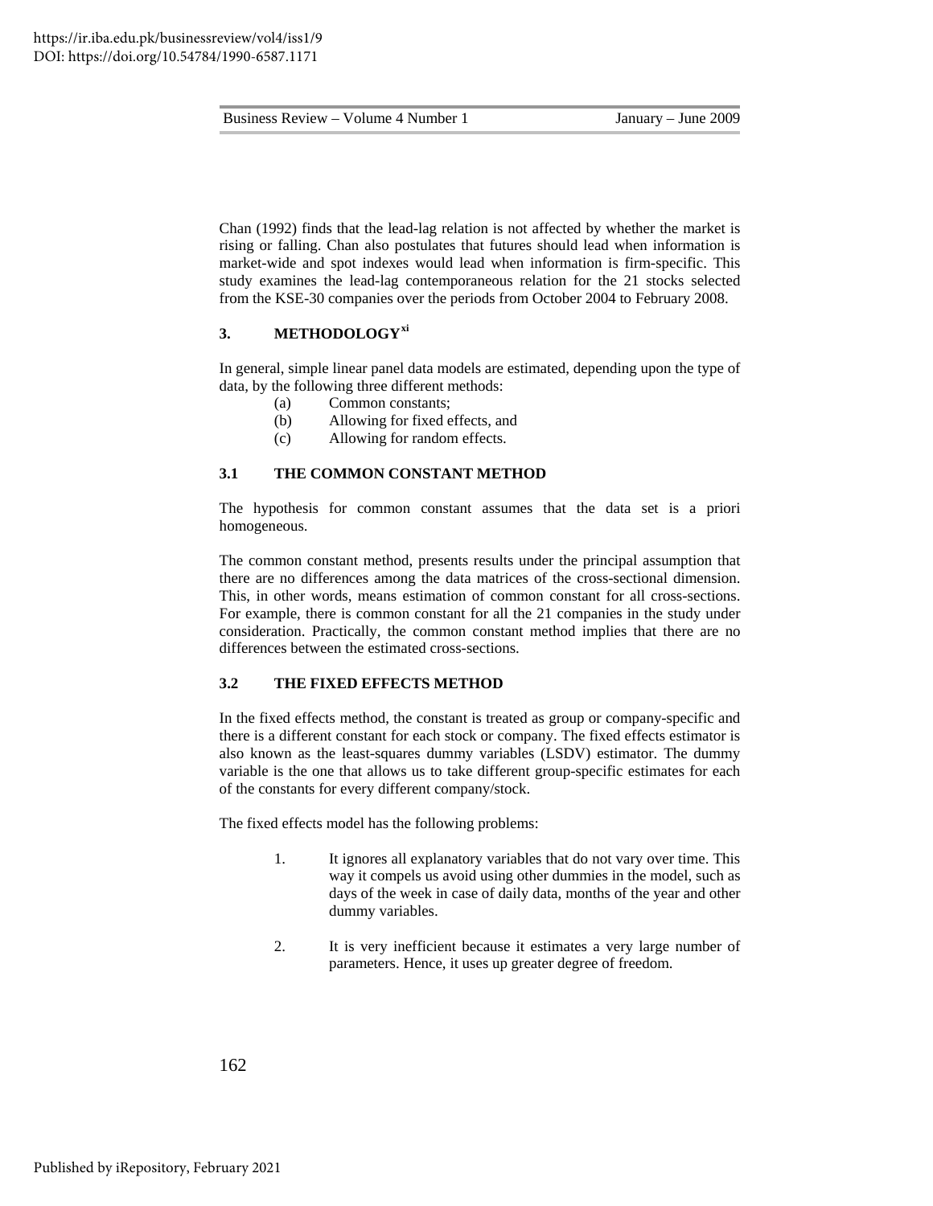Chan (1992) finds that the lead-lag relation is not affected by whether the market is rising or falling. Chan also postulates that futures should lead when information is market-wide and spot indexes would lead when information is firm-specific. This study examines the lead-lag contemporaneous relation for the 21 stocks selected from the KSE-30 companies over the periods from October 2004 to February 2008.

## 3. METHODOLOGY[xi]

In general, simple linear panel data models are estimated, depending upon the type of data, by the following three different methods:

- (a) Common constants;
- (b) Allowing for fixed effects, and
- (c) Allowing for random effects.

### 3.1 THE COMMON CONSTANT METHOD

The hypothesis for common constant assumes that the data set is a priori homogeneous.

The common constant method, presents results under the principal assumption that there are no differences among the data matrices of the cross-sectional dimension. This, in other words, means estimation of common constant for all cross-sections. For example, there is common constant for all the 21 companies in the study under consideration. Practically, the common constant method implies that there are no differences between the estimated cross-sections.

### 3.2 THE FIXED EFFECTS METHOD

In the fixed effects method, the constant is treated as group or company-specific and there is a different constant for each stock or company. The fixed effects estimator is also known as the least-squares dummy variables (LSDV) estimator. The dummy variable is the one that allows us to take different group-specific estimates for each of the constants for every different company/stock.

The fixed effects model has the following problems:

1. It ignores all explanatory variables that do not vary over time. This way it compels us avoid using other dummies in the model, such as days of the week in case of daily data, months of the year and other dummy variables.

2. It is very inefficient because it estimates a very large number of parameters. Hence, it uses up greater degree of freedom.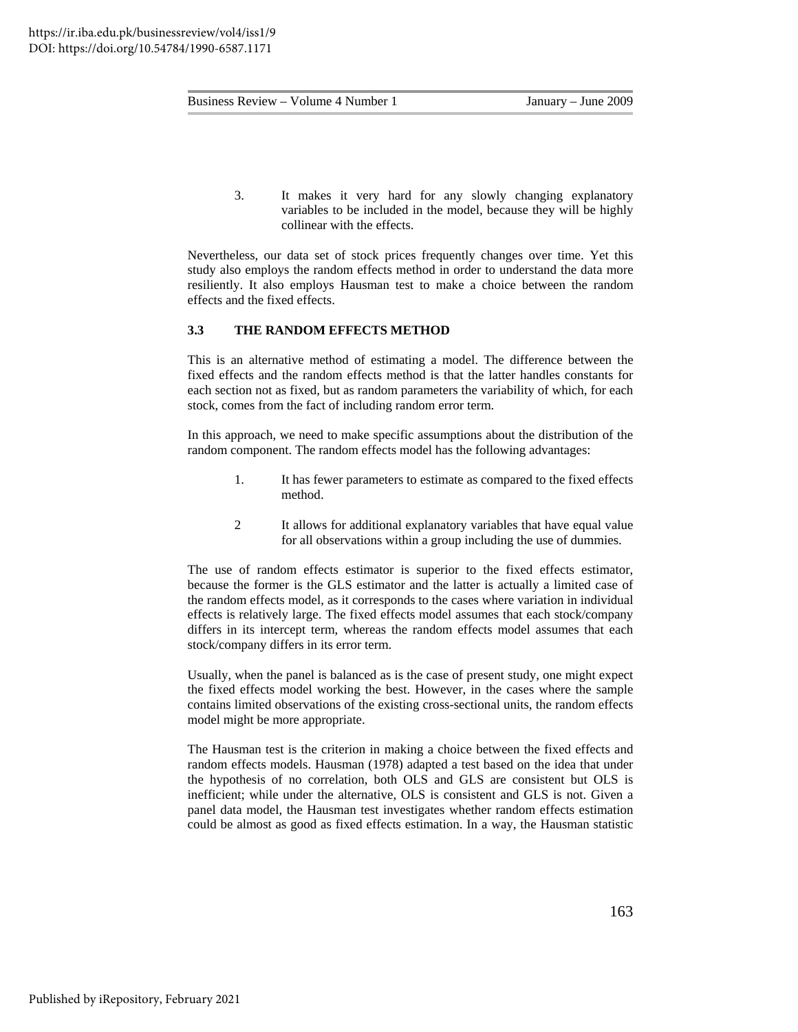3. It makes it very hard for any slowly changing explanatory variables to be included in the model, because they will be highly collinear with the effects.

Nevertheless, our data set of stock prices frequently changes over time. Yet this study also employs the random effects method in order to understand the data more resiliently. It also employs Hausman test to make a choice between the random effects and the fixed effects.

### 3.3 THE RANDOM EFFECTS METHOD

This is an alternative method of estimating a model. The difference between the fixed effects and the random effects method is that the latter handles constants for each section not as fixed, but as random parameters the variability of which, for each stock, comes from the fact of including random error term.

In this approach, we need to make specific assumptions about the distribution of the random component. The random effects model has the following advantages:

1. It has fewer parameters to estimate as compared to the fixed effects method.

2. It allows for additional explanatory variables that have equal value for all observations within a group including the use of dummies.

The use of random effects estimator is superior to the fixed effects estimator, because the former is the GLS estimator and the latter is actually a limited case of the random effects model, as it corresponds to the cases where variation in individual effects is relatively large. The fixed effects model assumes that each stock/company differs in its intercept term, whereas the random effects model assumes that each stock/company differs in its error term.

Usually, when the panel is balanced as is the case of present study, one might expect the fixed effects model working the best. However, in the cases where the sample contains limited observations of the existing cross-sectional units, the random effects model might be more appropriate.

The Hausman test is the criterion in making a choice between the fixed effects and random effects models. Hausman (1978) adapted a test based on the idea that under the hypothesis of no correlation, both OLS and GLS are consistent but OLS is inefficient; while under the alternative, OLS is consistent and GLS is not. Given a panel data model, the Hausman test investigates whether random effects estimation could be almost as good as fixed effects estimation. In a way, the Hausman statistic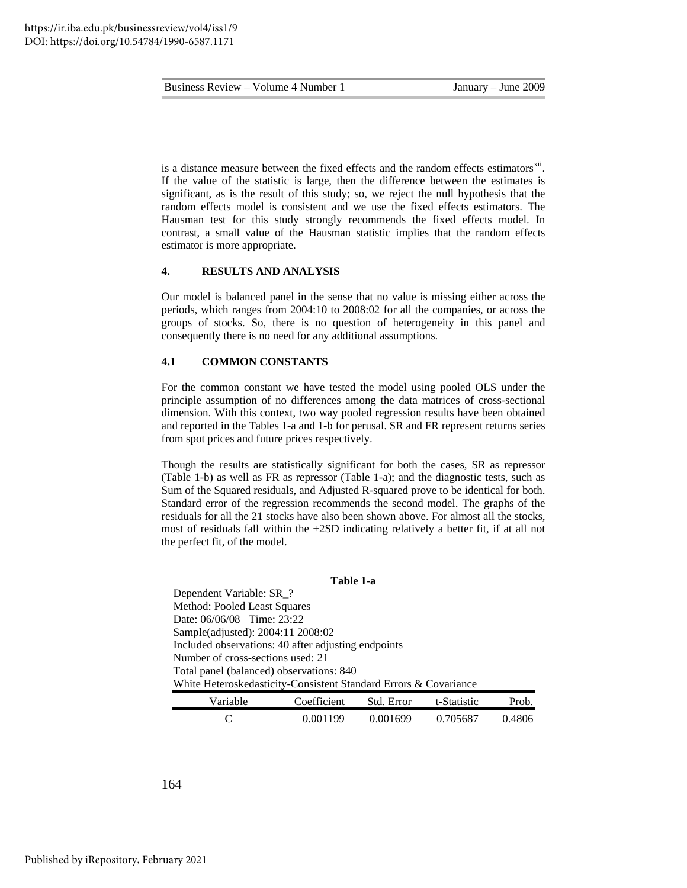is a distance measure between the fixed effects and the random effects estimators[xii]. If the value of the statistic is large, then the difference between the estimates is significant, as is the result of this study; so, we reject the null hypothesis that the random effects model is consistent and we use the fixed effects estimators. The Hausman test for this study strongly recommends the fixed effects model. In contrast, a small value of the Hausman statistic implies that the random effects estimator is more appropriate.

## 4. RESULTS AND ANALYSIS

Our model is balanced panel in the sense that no value is missing either across the periods, which ranges from 2004:10 to 2008:02 for all the companies, or across the groups of stocks. So, there is no question of heterogeneity in this panel and consequently there is no need for any additional assumptions.

### 4.1 COMMON CONSTANTS

For the common constant we have tested the model using pooled OLS under the principle assumption of no differences among the data matrices of cross-sectional dimension. With this context, two way pooled regression results have been obtained and reported in the Tables 1-a and 1-b for perusal. SR and FR represent returns series from spot prices and future prices respectively.

Though the results are statistically significant for both the cases, SR as repressor (Table 1-b) as well as FR as repressor (Table 1-a); and the diagnostic tests, such as Sum of the Squared residuals, and Adjusted R-squared prove to be identical for both. Standard error of the regression recommends the second model. The graphs of the residuals for all the 21 stocks have also been shown above. For almost all the stocks, most of residuals fall within the ±2SD indicating relatively a better fit, if at all not the perfect fit, of the model.

**Table 1-a**

Dependent Variable: SR_?
Method: Pooled Least Squares
Date: 06/06/08 Time: 23:22
Sample(adjusted): 2004:11 2008:02
Included observations: 40 after adjusting endpoints
Number of cross-sections used: 21
Total panel (balanced) observations: 840
White Heteroskedasticity-Consistent Standard Errors & Covariance

| Variable | Coefficient | Std. Error | t-Statistic | Prob. |
|---|---|---|---|---|
| C | 0.001199 | 0.001699 | 0.705687 | 0.4806 |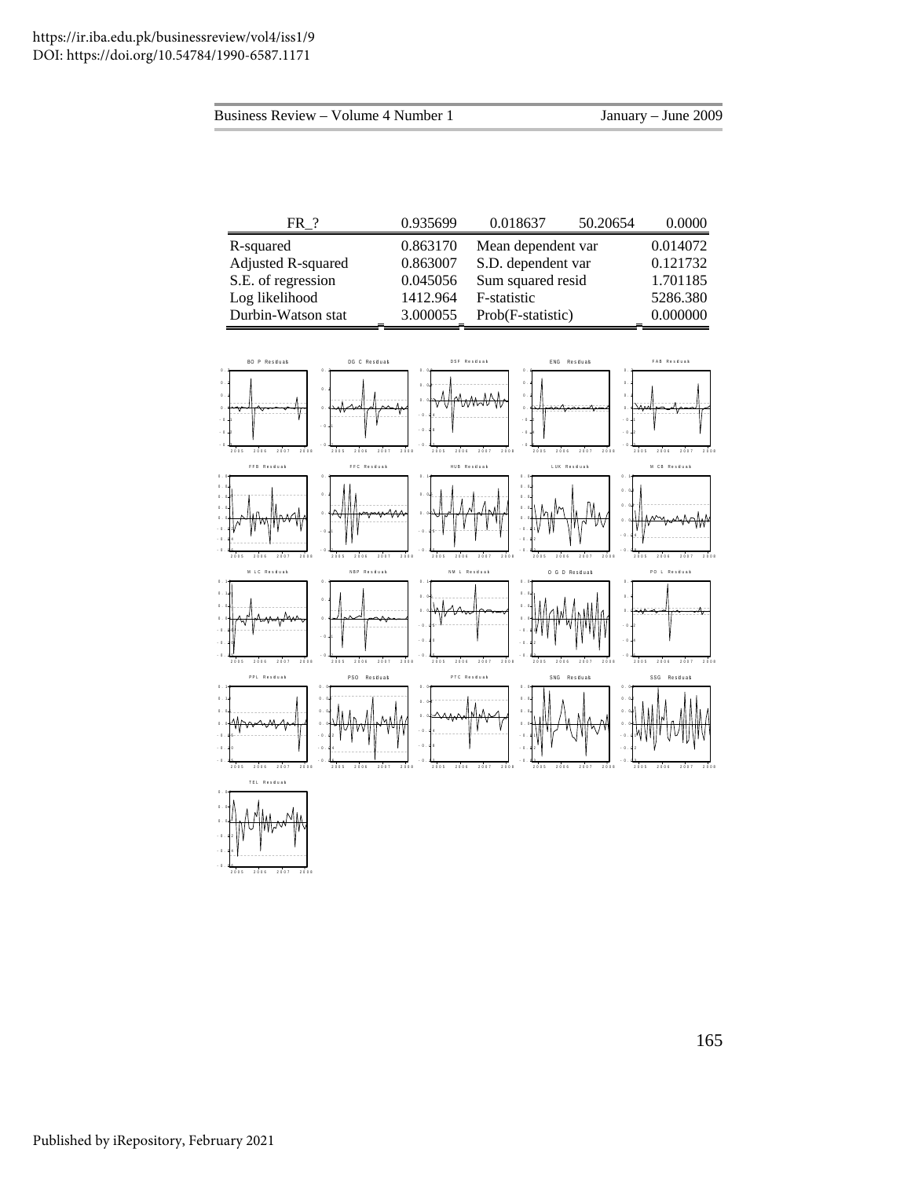https://ir.iba.edu.pk/businessreview/vol4/iss1/9
DOI: https://doi.org/10.54784/1990-6587.1171

| FR_? | 0.935699 | 0.018637 | 50.20654 | 0.0000 |
|---|---|---|---|---|
| R-squared | 0.863170 | Mean dependent var | | 0.014072 |
| Adjusted R-squared | 0.863007 | S.D. dependent var | | 0.121732 |
| S.E. of regression | 0.045056 | Sum squared resid | | 1.701185 |
| Log likelihood | 1412.964 | F-statistic | | 5286.380 |
| Durbin-Watson stat | 3.000055 | Prob(F-statistic) | | 0.000000 |

Published by iRepository, February 2021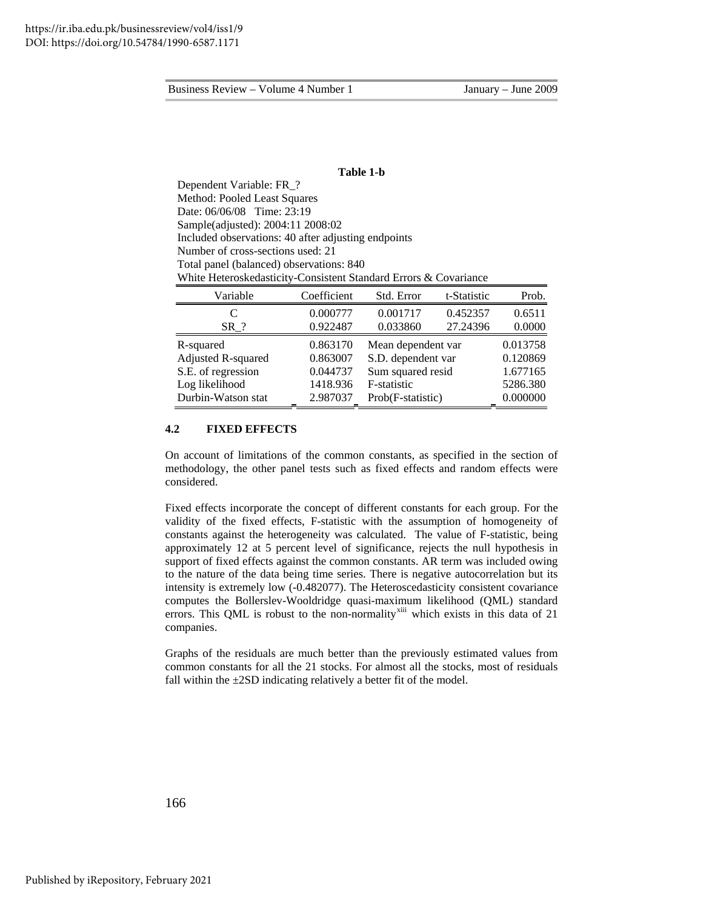**Table 1-b**

Dependent Variable: FR_?
Method: Pooled Least Squares
Date: 06/06/08 Time: 23:19
Sample(adjusted): 2004:11 2008:02
Included observations: 40 after adjusting endpoints
Number of cross-sections used: 21
Total panel (balanced) observations: 840
White Heteroskedasticity-Consistent Standard Errors & Covariance

| Variable | Coefficient | Std. Error | t-Statistic | Prob. |
|---|---|---|---|---|
| C | 0.000777 | 0.001717 | 0.452357 | 0.6511 |
| SR_? | 0.922487 | 0.033860 | 27.24396 | 0.0000 |
| R-squared | 0.863170 | Mean dependent var | | 0.013758 |
| Adjusted R-squared | 0.863007 | S.D. dependent var | | 0.120869 |
| S.E. of regression | 0.044737 | Sum squared resid | | 1.677165 |
| Log likelihood | 1418.936 | F-statistic | | 5286.380 |
| Durbin-Watson stat | 2.987037 | Prob(F-statistic) | | 0.000000 |

### 4.2 FIXED EFFECTS

On account of limitations of the common constants, as specified in the section of methodology, the other panel tests such as fixed effects and random effects were considered.

Fixed effects incorporate the concept of different constants for each group. For the validity of the fixed effects, F-statistic with the assumption of homogeneity of constants against the heterogeneity was calculated. The value of F-statistic, being approximately 12 at 5 percent level of significance, rejects the null hypothesis in support of fixed effects against the common constants. AR term was included owing to the nature of the data being time series. There is negative autocorrelation but its intensity is extremely low (-0.482077). The Heteroscedasticity consistent covariance computes the Bollerslev-Wooldridge quasi-maximum likelihood (QML) standard errors. This QML is robust to the non-normality[xiii] which exists in this data of 21 companies.

Graphs of the residuals are much better than the previously estimated values from common constants for all the 21 stocks. For almost all the stocks, most of residuals fall within the ±2SD indicating relatively a better fit of the model.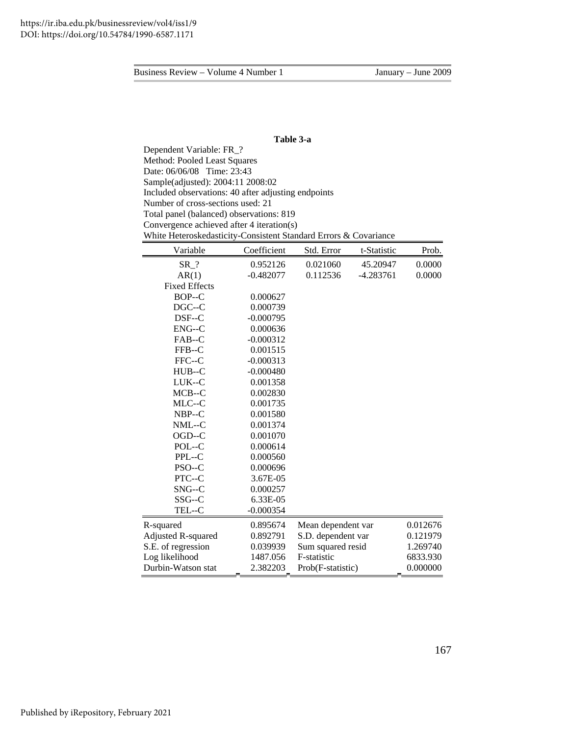**Table 3-a**

Dependent Variable: FR_?
Method: Pooled Least Squares
Date: 06/06/08 Time: 23:43
Sample(adjusted): 2004:11 2008:02
Included observations: 40 after adjusting endpoints
Number of cross-sections used: 21
Total panel (balanced) observations: 819
Convergence achieved after 4 iteration(s)
White Heteroskedasticity-Consistent Standard Errors & Covariance

| Variable | Coefficient | Std. Error | t-Statistic | Prob. |
|---|---|---|---|---|
| SR_? | 0.952126 | 0.021060 | 45.20947 | 0.0000 |
| AR(1) | -0.482077 | 0.112536 | -4.283761 | 0.0000 |
| Fixed Effects | | | | |
| BOP--C | 0.000627 | | | |
| DGC--C | 0.000739 | | | |
| DSF--C | -0.000795 | | | |
| ENG--C | 0.000636 | | | |
| FAB--C | -0.000312 | | | |
| FFB--C | 0.001515 | | | |
| FFC--C | -0.000313 | | | |
| HUB--C | -0.000480 | | | |
| LUK--C | 0.001358 | | | |
| MCB--C | 0.002830 | | | |
| MLC--C | 0.001735 | | | |
| NBP--C | 0.001580 | | | |
| NML--C | 0.001374 | | | |
| OGD--C | 0.001070 | | | |
| POL--C | 0.000614 | | | |
| PPL--C | 0.000560 | | | |
| PSO--C | 0.000696 | | | |
| PTC--C | 3.67E-05 | | | |
| SNG--C | 0.000257 | | | |
| SSG--C | 6.33E-05 | | | |
| TEL--C | -0.000354 | | | |

| | | | |
|---|---|---|---|
| R-squared | 0.895674 | Mean dependent var | 0.012676 |
| Adjusted R-squared | 0.892791 | S.D. dependent var | 0.121979 |
| S.E. of regression | 0.039939 | Sum squared resid | 1.269740 |
| Log likelihood | 1487.056 | F-statistic | 6833.930 |
| Durbin-Watson stat | 2.382203 | Prob(F-statistic) | 0.000000 |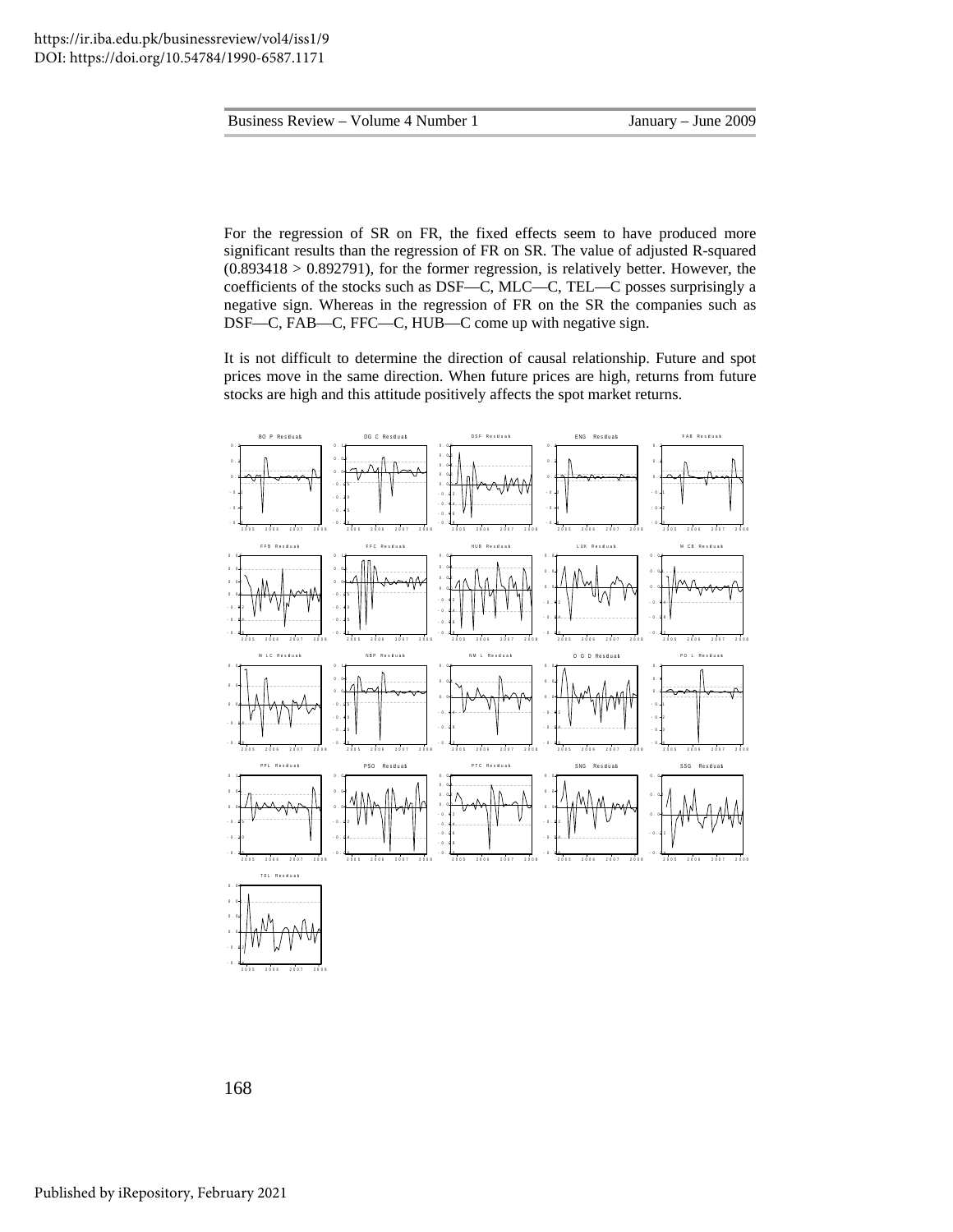For the regression of SR on FR, the fixed effects seem to have produced more significant results than the regression of FR on SR. The value of adjusted R-squared (0.893418 > 0.892791), for the former regression, is relatively better. However, the coefficients of the stocks such as DSF—C, MLC—C, TEL—C posses surprisingly a negative sign. Whereas in the regression of FR on the SR the companies such as DSF—C, FAB—C, FFC—C, HUB—C come up with negative sign.

It is not difficult to determine the direction of causal relationship. Future and spot prices move in the same direction. When future prices are high, returns from future stocks are high and this attitude positively affects the spot market returns.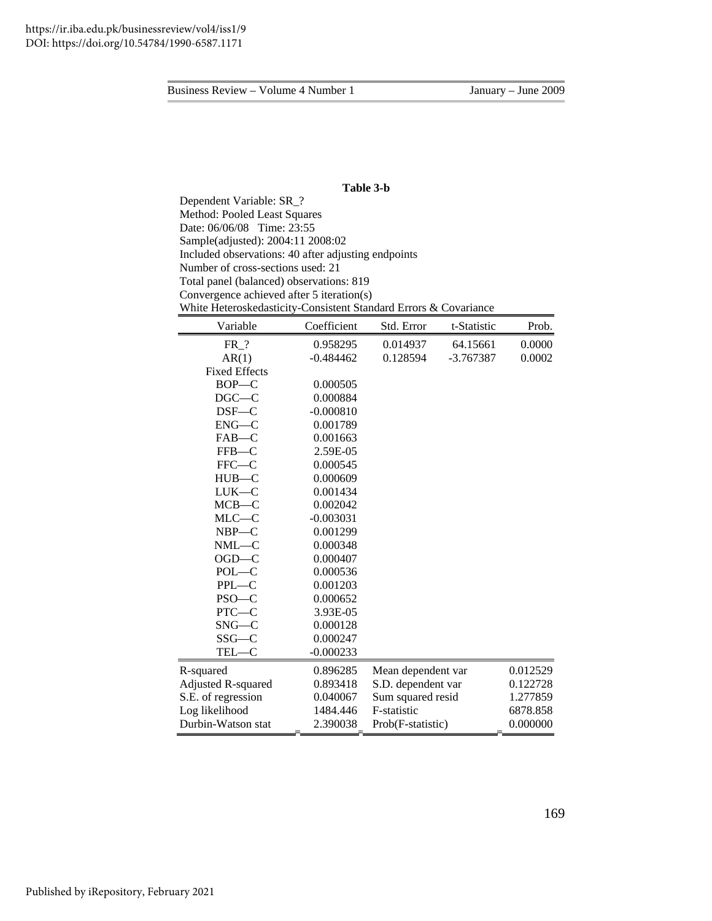**Table 3-b**

Dependent Variable: SR_?
Method: Pooled Least Squares
Date: 06/06/08 Time: 23:55
Sample(adjusted): 2004:11 2008:02
Included observations: 40 after adjusting endpoints
Number of cross-sections used: 21
Total panel (balanced) observations: 819
Convergence achieved after 5 iteration(s)
White Heteroskedasticity-Consistent Standard Errors & Covariance

| Variable | Coefficient | Std. Error | t-Statistic | Prob. |
|---|---|---|---|---|
| FR_? | 0.958295 | 0.014937 | 64.15661 | 0.0000 |
| AR(1) | -0.484462 | 0.128594 | -3.767387 | 0.0002 |
| Fixed Effects | | | | |
| BOP—C | 0.000505 | | | |
| DGC—C | 0.000884 | | | |
| DSF—C | -0.000810 | | | |
| ENG—C | 0.001789 | | | |
| FAB—C | 0.001663 | | | |
| FFB—C | 2.59E-05 | | | |
| FFC—C | 0.000545 | | | |
| HUB—C | 0.000609 | | | |
| LUK—C | 0.001434 | | | |
| MCB—C | 0.002042 | | | |
| MLC—C | -0.003031 | | | |
| NBP—C | 0.001299 | | | |
| NML—C | 0.000348 | | | |
| OGD—C | 0.000407 | | | |
| POL—C | 0.000536 | | | |
| PPL—C | 0.001203 | | | |
| PSO—C | 0.000652 | | | |
| PTC—C | 3.93E-05 | | | |
| SNG—C | 0.000128 | | | |
| SSG—C | 0.000247 | | | |
| TEL—C | -0.000233 | | | |

| | | | |
|---|---|---|---|
| R-squared | 0.896285 | Mean dependent var | 0.012529 |
| Adjusted R-squared | 0.893418 | S.D. dependent var | 0.122728 |
| S.E. of regression | 0.040067 | Sum squared resid | 1.277859 |
| Log likelihood | 1484.446 | F-statistic | 6878.858 |
| Durbin-Watson stat | 2.390038 | Prob(F-statistic) | 0.000000 |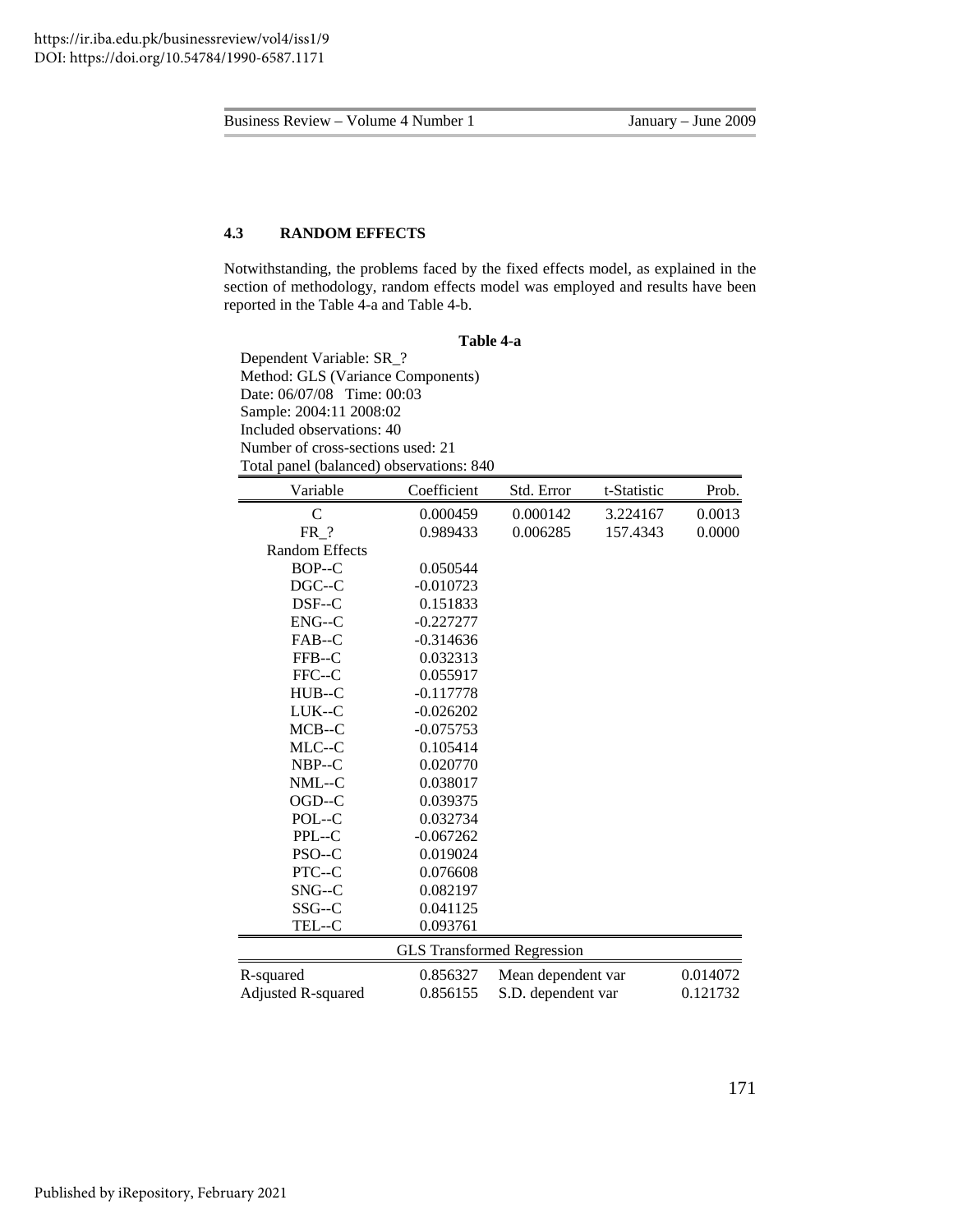### 4.3 RANDOM EFFECTS

Notwithstanding, the problems faced by the fixed effects model, as explained in the section of methodology, random effects model was employed and results have been reported in the Table 4-a and Table 4-b.

**Table 4-a**

Dependent Variable: SR_?
Method: GLS (Variance Components)
Date: 06/07/08 Time: 00:03
Sample: 2004:11 2008:02
Included observations: 40
Number of cross-sections used: 21
Total panel (balanced) observations: 840

| Variable | Coefficient | Std. Error | t-Statistic | Prob. |
|---|---|---|---|---|
| C | 0.000459 | 0.000142 | 3.224167 | 0.0013 |
| FR_? | 0.989433 | 0.006285 | 157.4343 | 0.0000 |
| Random Effects | | | | |
| BOP--C | 0.050544 | | | |
| DGC--C | -0.010723 | | | |
| DSF--C | 0.151833 | | | |
| ENG--C | -0.227277 | | | |
| FAB--C | -0.314636 | | | |
| FFB--C | 0.032313 | | | |
| FFC--C | 0.055917 | | | |
| HUB--C | -0.117778 | | | |
| LUK--C | -0.026202 | | | |
| MCB--C | -0.075753 | | | |
| MLC--C | 0.105414 | | | |
| NBP--C | 0.020770 | | | |
| NML--C | 0.038017 | | | |
| OGD--C | 0.039375 | | | |
| POL--C | 0.032734 | | | |
| PPL--C | -0.067262 | | | |
| PSO--C | 0.019024 | | | |
| PTC--C | 0.076608 | | | |
| SNG--C | 0.082197 | | | |
| SSG--C | 0.041125 | | | |
| TEL--C | 0.093761 | | | |
| GLS Transformed Regression | | | | |
| R-squared | 0.856327 | Mean dependent var | | 0.014072 |
| Adjusted R-squared | 0.856155 | S.D. dependent var | | 0.121732 |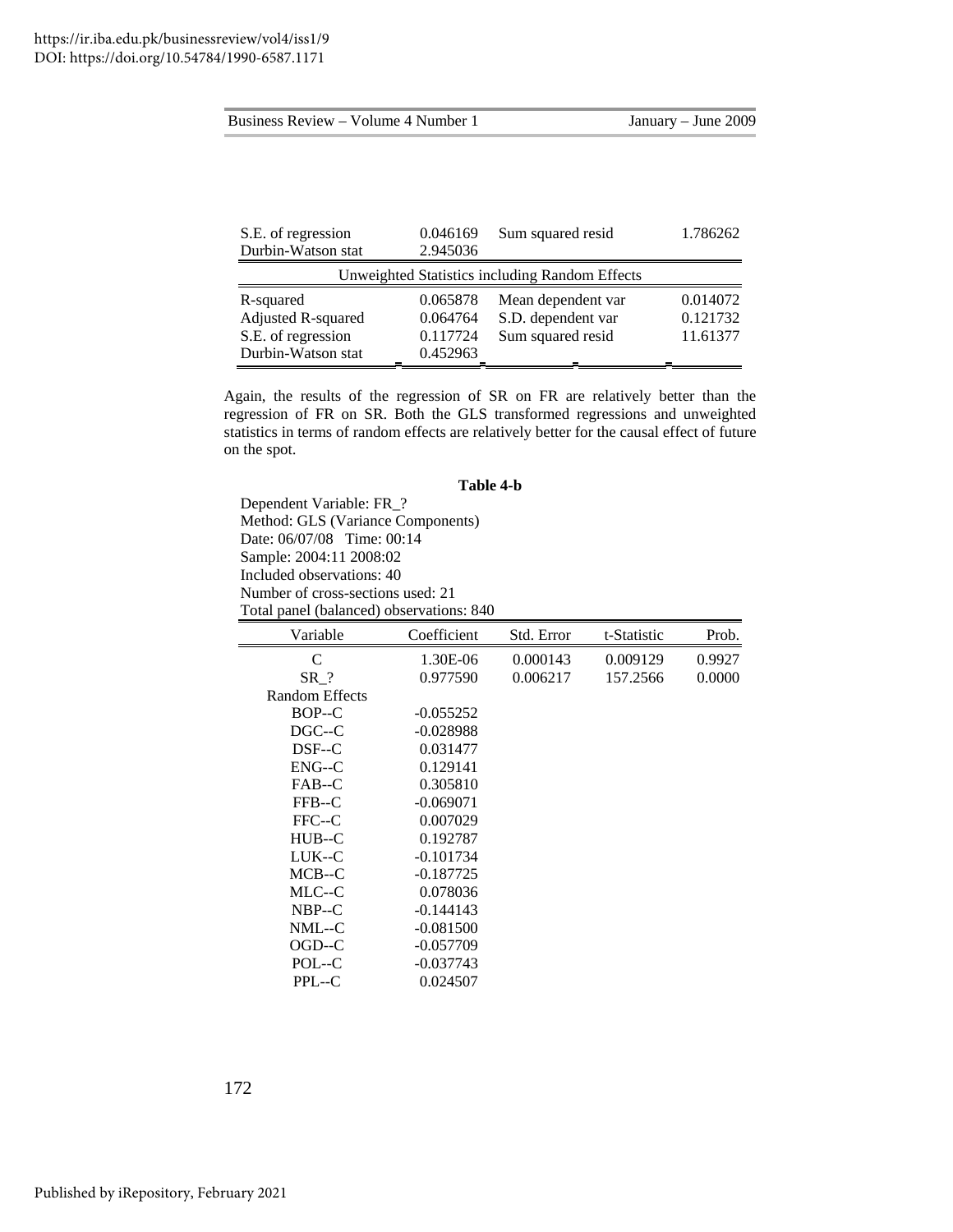| | | | |
|---|---|---|---|
| S.E. of regression | 0.046169 | Sum squared resid | 1.786262 |
| Durbin-Watson stat | 2.945036 | | |
| Unweighted Statistics including Random Effects | | | |
| R-squared | 0.065878 | Mean dependent var | 0.014072 |
| Adjusted R-squared | 0.064764 | S.D. dependent var | 0.121732 |
| S.E. of regression | 0.117724 | Sum squared resid | 11.61377 |
| Durbin-Watson stat | 0.452963 | | |

Again, the results of the regression of SR on FR are relatively better than the regression of FR on SR. Both the GLS transformed regressions and unweighted statistics in terms of random effects are relatively better for the causal effect of future on the spot.

**Table 4-b**

Dependent Variable: FR_?
Method: GLS (Variance Components)
Date: 06/07/08 Time: 00:14
Sample: 2004:11 2008:02
Included observations: 40
Number of cross-sections used: 21
Total panel (balanced) observations: 840

| Variable | Coefficient | Std. Error | t-Statistic | Prob. |
|---|---|---|---|---|
| C | 1.30E-06 | 0.000143 | 0.009129 | 0.9927 |
| SR_? | 0.977590 | 0.006217 | 157.2566 | 0.0000 |
| Random Effects | | | | |
| BOP--C | -0.055252 | | | |
| DGC--C | -0.028988 | | | |
| DSF--C | 0.031477 | | | |
| ENG--C | 0.129141 | | | |
| FAB--C | 0.305810 | | | |
| FFB--C | -0.069071 | | | |
| FFC--C | 0.007029 | | | |
| HUB--C | 0.192787 | | | |
| LUK--C | -0.101734 | | | |
| MCB--C | -0.187725 | | | |
| MLC--C | 0.078036 | | | |
| NBP--C | -0.144143 | | | |
| NML--C | -0.081500 | | | |
| OGD--C | -0.057709 | | | |
| POL--C | -0.037743 | | | |
| PPL--C | 0.024507 | | | |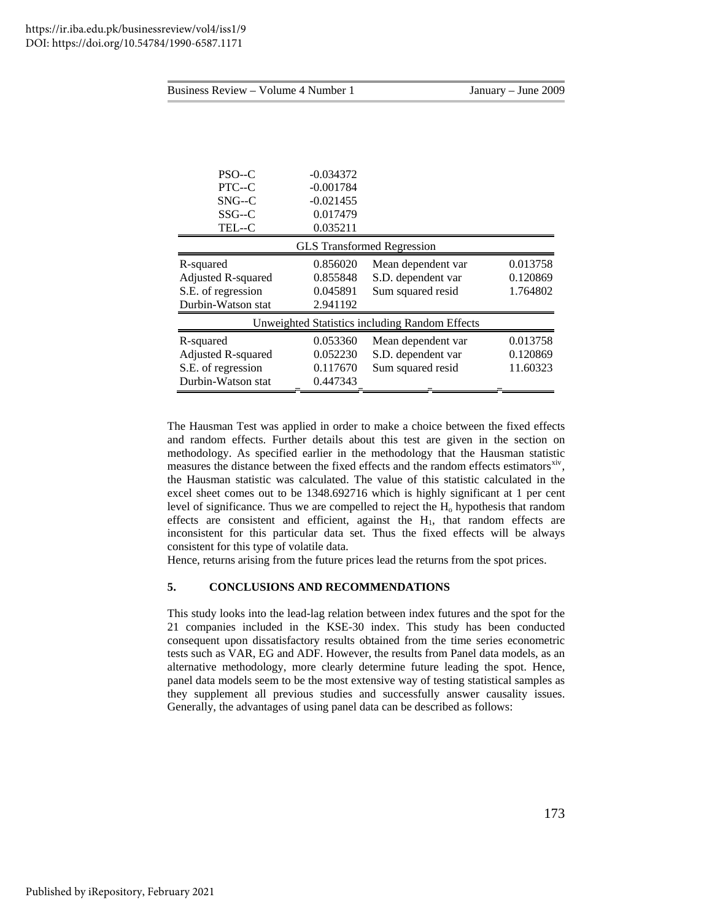| | | | |
|---|---|---|---|
| PSO--C | -0.034372 | | |
| PTC--C | -0.001784 | | |
| SNG--C | -0.021455 | | |
| SSG--C | 0.017479 | | |
| TEL--C | 0.035211 | | |
| GLS Transformed Regression | | | |
| R-squared | 0.856020 | Mean dependent var | 0.013758 |
| Adjusted R-squared | 0.855848 | S.D. dependent var | 0.120869 |
| S.E. of regression | 0.045891 | Sum squared resid | 1.764802 |
| Durbin-Watson stat | 2.941192 | | |
| Unweighted Statistics including Random Effects | | | |
| R-squared | 0.053360 | Mean dependent var | 0.013758 |
| Adjusted R-squared | 0.052230 | S.D. dependent var | 0.120869 |
| S.E. of regression | 0.117670 | Sum squared resid | 11.60323 |
| Durbin-Watson stat | 0.447343 | | |

The Hausman Test was applied in order to make a choice between the fixed effects and random effects. Further details about this test are given in the section on methodology. As specified earlier in the methodology that the Hausman statistic measures the distance between the fixed effects and the random effects estimators[xiv], the Hausman statistic was calculated. The value of this statistic calculated in the excel sheet comes out to be 1348.692716 which is highly significant at 1 per cent level of significance. Thus we are compelled to reject the $H_o$ hypothesis that random effects are consistent and efficient, against the $H_1$, that random effects are inconsistent for this particular data set. Thus the fixed effects will be always consistent for this type of volatile data.

Hence, returns arising from the future prices lead the returns from the spot prices.

## 5. CONCLUSIONS AND RECOMMENDATIONS

This study looks into the lead-lag relation between index futures and the spot for the 21 companies included in the KSE-30 index. This study has been conducted consequent upon dissatisfactory results obtained from the time series econometric tests such as VAR, EG and ADF. However, the results from Panel data models, as an alternative methodology, more clearly determine future leading the spot. Hence, panel data models seem to be the most extensive way of testing statistical samples as they supplement all previous studies and successfully answer causality issues. Generally, the advantages of using panel data can be described as follows: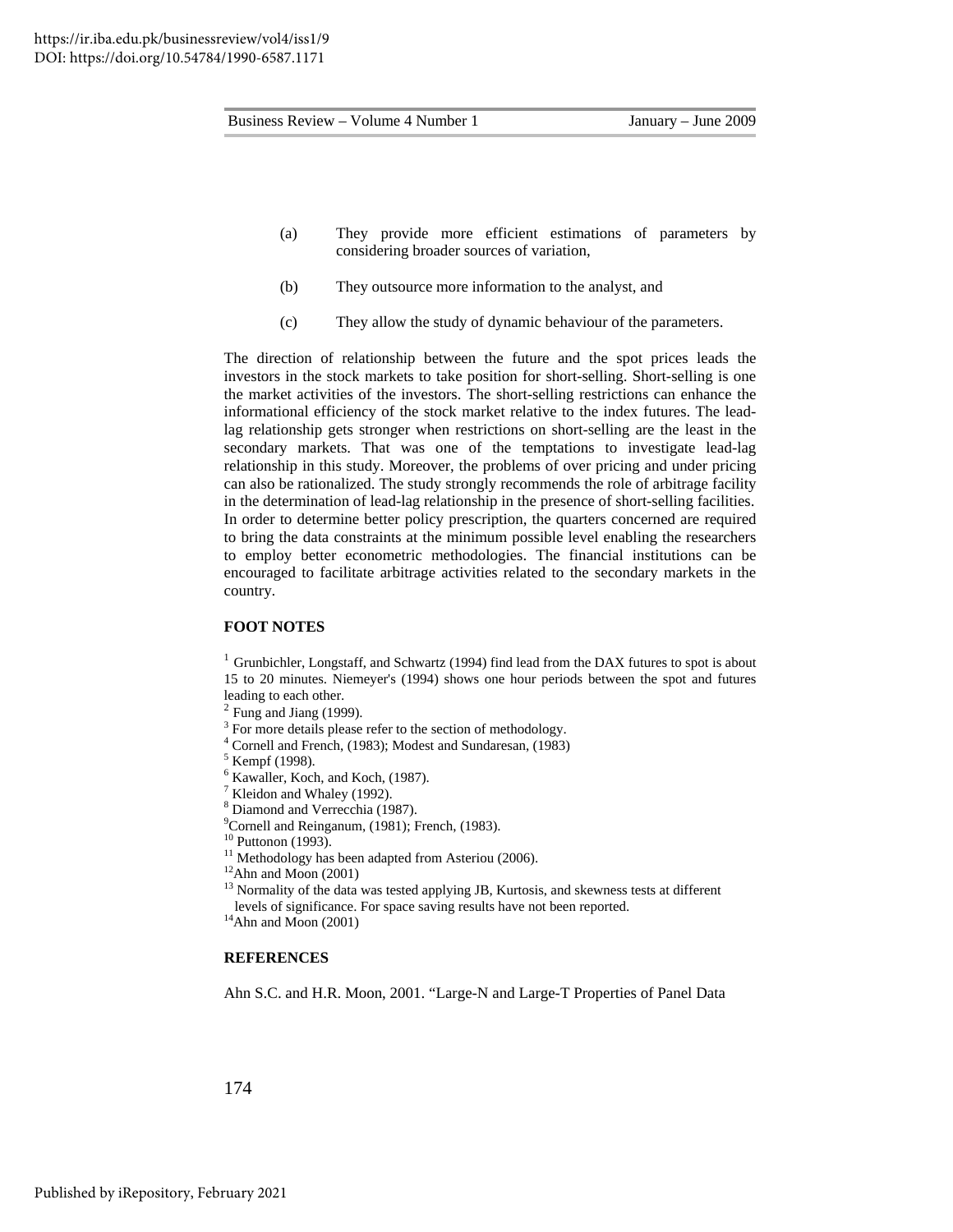(a) They provide more efficient estimations of parameters by considering broader sources of variation,

(b) They outsource more information to the analyst, and

(c) They allow the study of dynamic behaviour of the parameters.

The direction of relationship between the future and the spot prices leads the investors in the stock markets to take position for short-selling. Short-selling is one the market activities of the investors. The short-selling restrictions can enhance the informational efficiency of the stock market relative to the index futures. The lead-lag relationship gets stronger when restrictions on short-selling are the least in the secondary markets. That was one of the temptations to investigate lead-lag relationship in this study. Moreover, the problems of over pricing and under pricing can also be rationalized. The study strongly recommends the role of arbitrage facility in the determination of lead-lag relationship in the presence of short-selling facilities. In order to determine better policy prescription, the quarters concerned are required to bring the data constraints at the minimum possible level enabling the researchers to employ better econometric methodologies. The financial institutions can be encouraged to facilitate arbitrage activities related to the secondary markets in the country.

## FOOT NOTES

[1] Grunbichler, Longstaff, and Schwartz (1994) find lead from the DAX futures to spot is about 15 to 20 minutes. Niemeyer's (1994) shows one hour periods between the spot and futures leading to each other.

[2] Fung and Jiang (1999).

[3] For more details please refer to the section of methodology.

[4] Cornell and French, (1983); Modest and Sundaresan, (1983)

[5] Kempf (1998).

[6] Kawaller, Koch, and Koch, (1987).

[7] Kleidon and Whaley (1992).

[8] Diamond and Verrecchia (1987).

[9] Cornell and Reinganum, (1981); French, (1983).

[10] Puttonon (1993).

[11] Methodology has been adapted from Asteriou (2006).

[12] Ahn and Moon (2001)

[13] Normality of the data was tested applying JB, Kurtosis, and skewness tests at different levels of significance. For space saving results have not been reported.

[14] Ahn and Moon (2001)

## REFERENCES

Ahn S.C. and H.R. Moon, 2001. "Large-N and Large-T Properties of Panel Data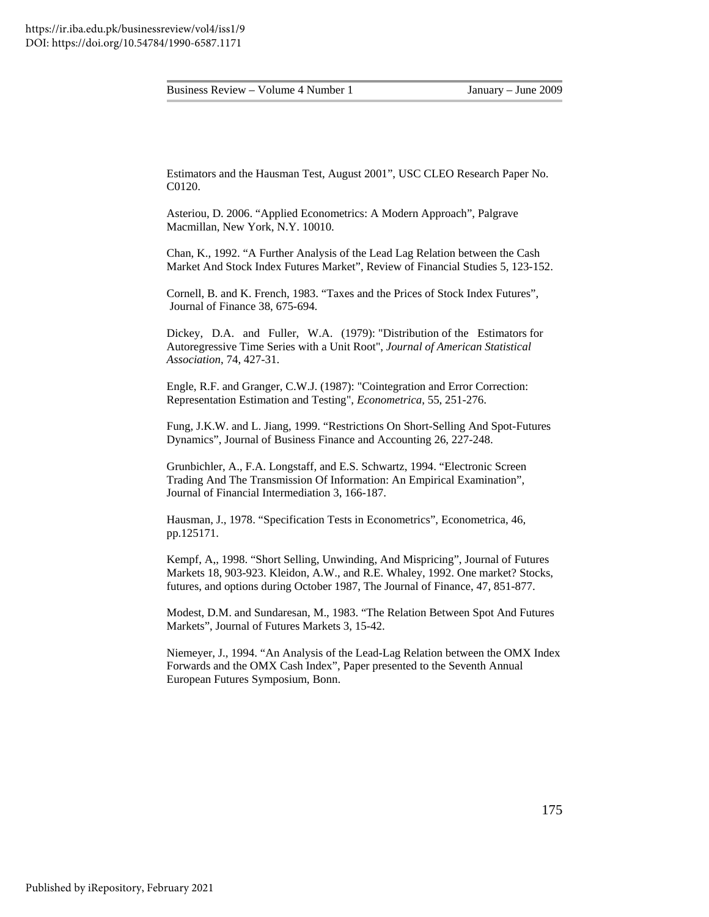Estimators and the Hausman Test, August 2001", USC CLEO Research Paper No. C0120.

Asteriou, D. 2006. "Applied Econometrics: A Modern Approach", Palgrave Macmillan, New York, N.Y. 10010.

Chan, K., 1992. "A Further Analysis of the Lead Lag Relation between the Cash Market And Stock Index Futures Market", Review of Financial Studies 5, 123-152.

Cornell, B. and K. French, 1983. "Taxes and the Prices of Stock Index Futures", Journal of Finance 38, 675-694.

Dickey, D.A. and Fuller, W.A. (1979): "Distribution of the Estimators for Autoregressive Time Series with a Unit Root", *Journal of American Statistical Association*, 74, 427-31.

Engle, R.F. and Granger, C.W.J. (1987): "Cointegration and Error Correction: Representation Estimation and Testing", *Econometrica*, 55, 251-276.

Fung, J.K.W. and L. Jiang, 1999. "Restrictions On Short-Selling And Spot-Futures Dynamics", Journal of Business Finance and Accounting 26, 227-248.

Grunbichler, A., F.A. Longstaff, and E.S. Schwartz, 1994. "Electronic Screen Trading And The Transmission Of Information: An Empirical Examination", Journal of Financial Intermediation 3, 166-187.

Hausman, J., 1978. "Specification Tests in Econometrics", Econometrica, 46, pp.125171.

Kempf, A,, 1998. "Short Selling, Unwinding, And Mispricing", Journal of Futures Markets 18, 903-923. Kleidon, A.W., and R.E. Whaley, 1992. One market? Stocks, futures, and options during October 1987, The Journal of Finance, 47, 851-877.

Modest, D.M. and Sundaresan, M., 1983. "The Relation Between Spot And Futures Markets", Journal of Futures Markets 3, 15-42.

Niemeyer, J., 1994. "An Analysis of the Lead-Lag Relation between the OMX Index Forwards and the OMX Cash Index", Paper presented to the Seventh Annual European Futures Symposium, Bonn.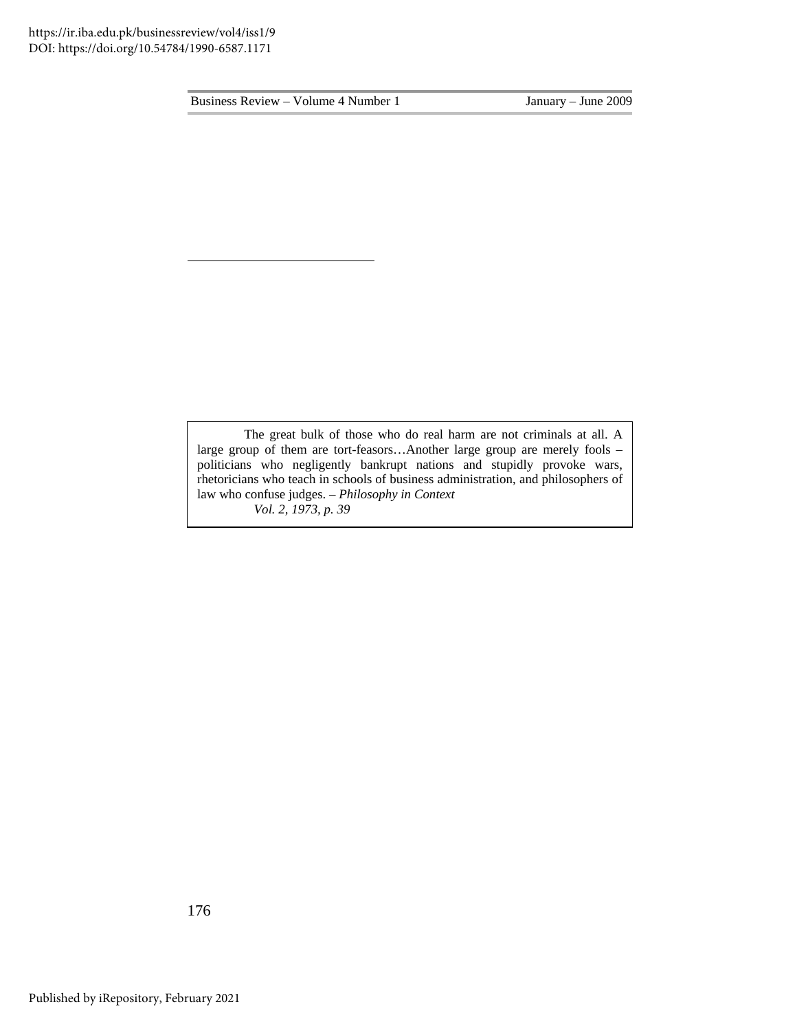> The great bulk of those who do real harm are not criminals at all. A large group of them are tort-feasors…Another large group are merely fools – politicians who negligently bankrupt nations and stupidly provoke wars, rhetoricians who teach in schools of business administration, and philosophers of law who confuse judges. – *Philosophy in Context*
> *Vol. 2, 1973, p. 39*